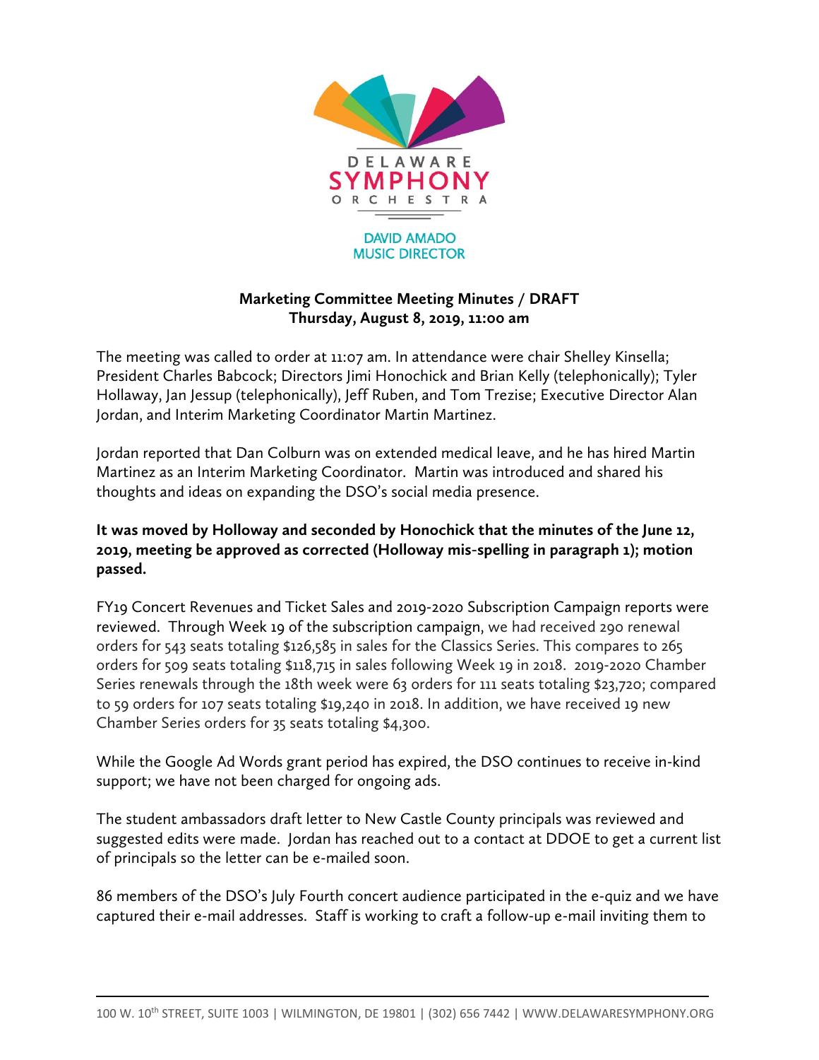DELAWARE SYMPHONY ORCHESTRA

DAVID AMADO
MUSIC DIRECTOR

**Marketing Committee Meeting Minutes / DRAFT**
**Thursday, August 8, 2019, 11:00 am**

The meeting was called to order at 11:07 am. In attendance were chair Shelley Kinsella; President Charles Babcock; Directors Jimi Honochick and Brian Kelly (telephonically); Tyler Hollaway, Jan Jessup (telephonically), Jeff Ruben, and Tom Trezise; Executive Director Alan Jordan, and Interim Marketing Coordinator Martin Martinez.

Jordan reported that Dan Colburn was on extended medical leave, and he has hired Martin Martinez as an Interim Marketing Coordinator. Martin was introduced and shared his thoughts and ideas on expanding the DSO's social media presence.

**It was moved by Holloway and seconded by Honochick that the minutes of the June 12, 2019, meeting be approved as corrected (Holloway mis-spelling in paragraph 1); motion passed.**

FY19 Concert Revenues and Ticket Sales and 2019-2020 Subscription Campaign reports were reviewed. Through Week 19 of the subscription campaign, we had received 290 renewal orders for 543 seats totaling $126,585 in sales for the Classics Series. This compares to 265 orders for 509 seats totaling $118,715 in sales following Week 19 in 2018. 2019-2020 Chamber Series renewals through the 18th week were 63 orders for 111 seats totaling $23,720; compared to 59 orders for 107 seats totaling $19,240 in 2018. In addition, we have received 19 new Chamber Series orders for 35 seats totaling $4,300.

While the Google Ad Words grant period has expired, the DSO continues to receive in-kind support; we have not been charged for ongoing ads.

The student ambassadors draft letter to New Castle County principals was reviewed and suggested edits were made. Jordan has reached out to a contact at DDOE to get a current list of principals so the letter can be e-mailed soon.

86 members of the DSO's July Fourth concert audience participated in the e-quiz and we have captured their e-mail addresses. Staff is working to craft a follow-up e-mail inviting them to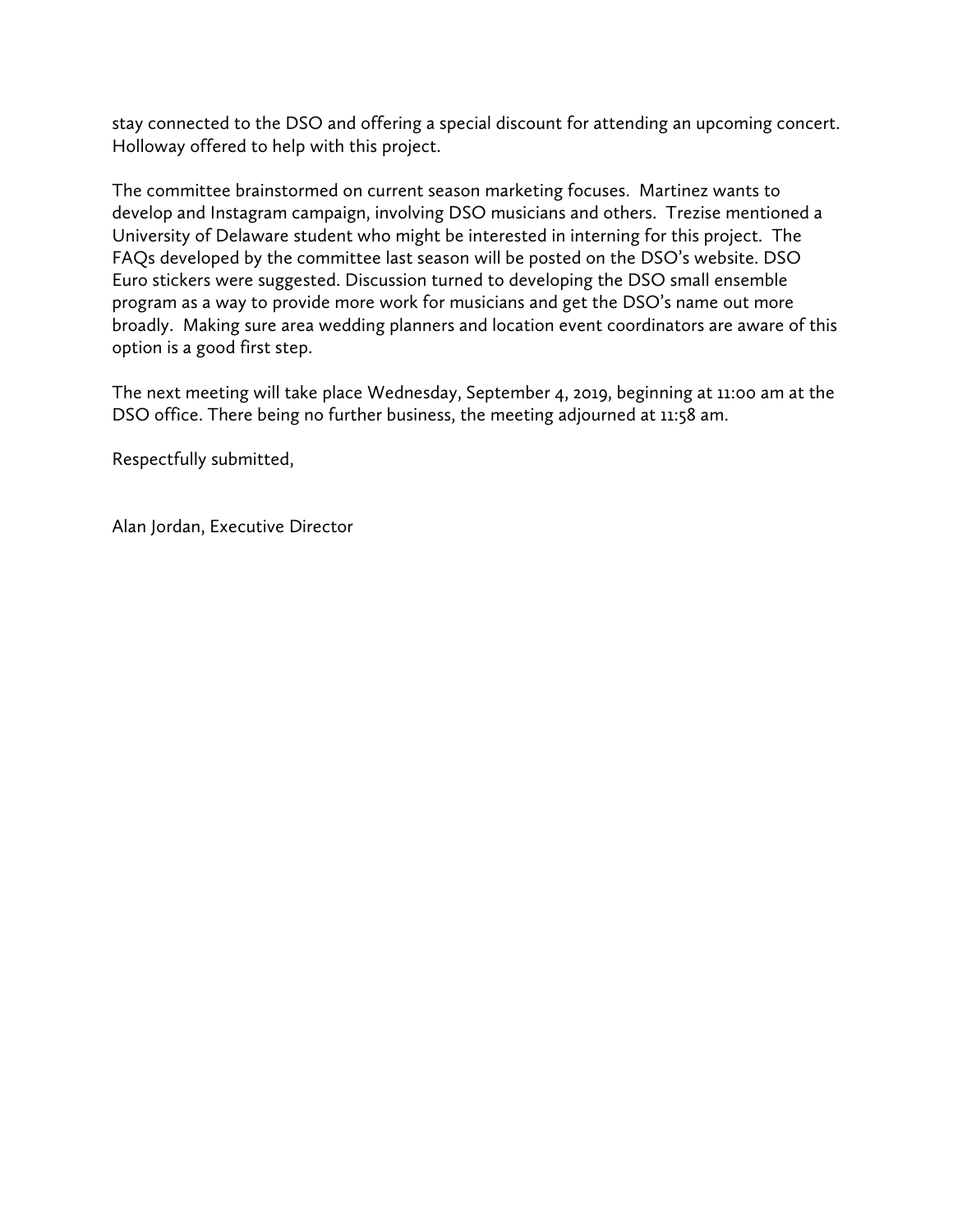stay connected to the DSO and offering a special discount for attending an upcoming concert. Holloway offered to help with this project.

The committee brainstormed on current season marketing focuses. Martinez wants to develop and Instagram campaign, involving DSO musicians and others. Trezise mentioned a University of Delaware student who might be interested in interning for this project. The FAQs developed by the committee last season will be posted on the DSO's website. DSO Euro stickers were suggested. Discussion turned to developing the DSO small ensemble program as a way to provide more work for musicians and get the DSO's name out more broadly. Making sure area wedding planners and location event coordinators are aware of this option is a good first step.

The next meeting will take place Wednesday, September 4, 2019, beginning at 11:00 am at the DSO office. There being no further business, the meeting adjourned at 11:58 am.

Respectfully submitted,

Alan Jordan, Executive Director